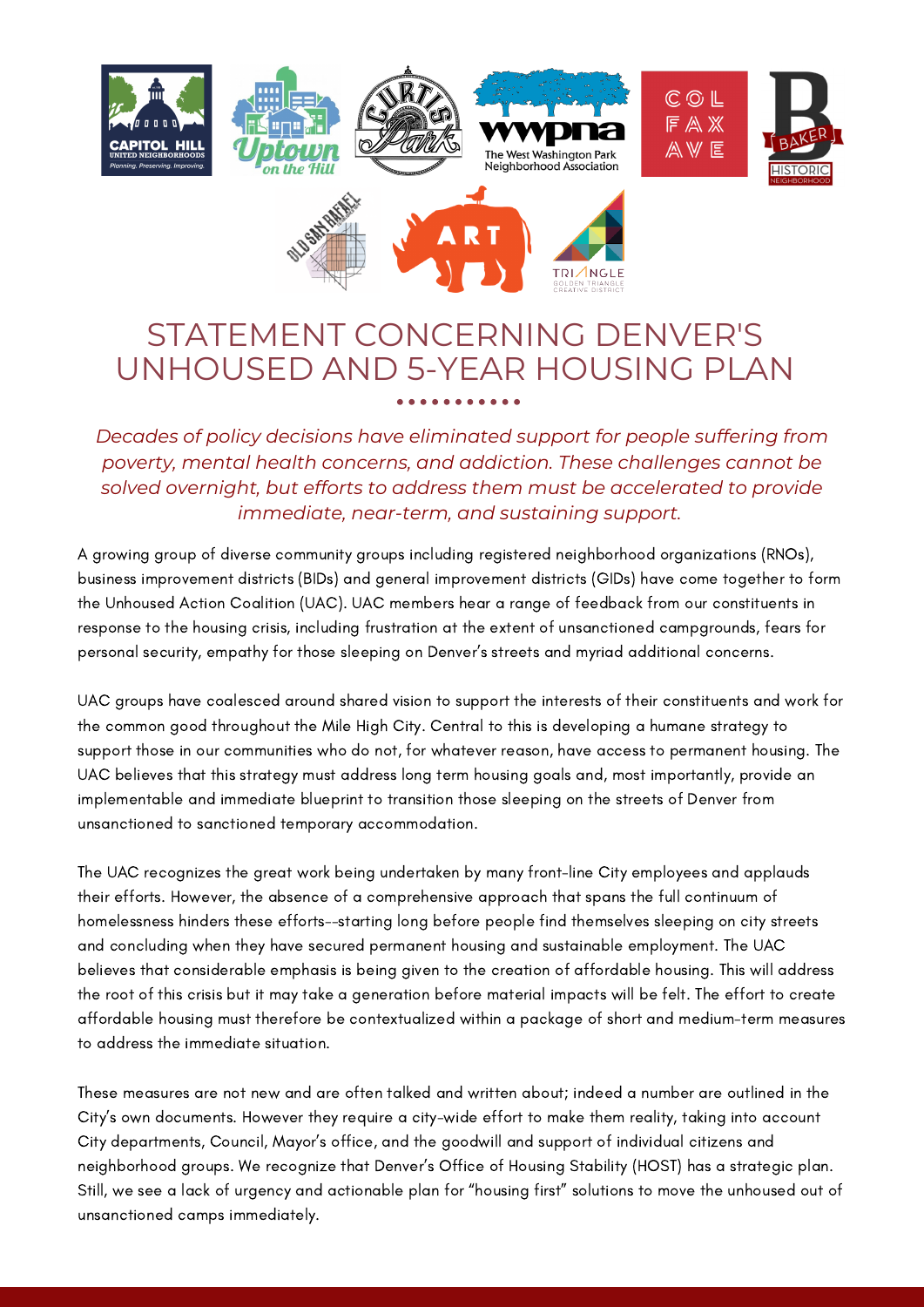# STATEMENT CONCERNING DENVER'S UNHOUSED AND 5-YEAR HOUSING PLAN

*Decades of policy decisions have eliminated support for people suffering from poverty, mental health concerns, and addiction. These challenges cannot be solved overnight, but efforts to address them must be accelerated to provide immediate, near-term, and sustaining support.*

A growing group of diverse community groups including registered neighborhood organizations (RNOs), business improvement districts (BIDs) and general improvement districts (GIDs) have come together to form the Unhoused Action Coalition (UAC). UAC members hear a range of feedback from our constituents in response to the housing crisis, including frustration at the extent of unsanctioned campgrounds, fears for personal security, empathy for those sleeping on Denver's streets and myriad additional concerns.

UAC groups have coalesced around shared vision to support the interests of their constituents and work for the common good throughout the Mile High City. Central to this is developing a humane strategy to support those in our communities who do not, for whatever reason, have access to permanent housing. The UAC believes that this strategy must address long term housing goals and, most importantly, provide an implementable and immediate blueprint to transition those sleeping on the streets of Denver from unsanctioned to sanctioned temporary accommodation.

The UAC recognizes the great work being undertaken by many front-line City employees and applauds their efforts. However, the absence of a comprehensive approach that spans the full continuum of homelessness hinders these efforts--starting long before people find themselves sleeping on city streets and concluding when they have secured permanent housing and sustainable employment. The UAC believes that considerable emphasis is being given to the creation of affordable housing. This will address the root of this crisis but it may take a generation before material impacts will be felt. The effort to create affordable housing must therefore be contextualized within a package of short and medium-term measures to address the immediate situation.

These measures are not new and are often talked and written about; indeed a number are outlined in the City's own documents. However they require a city-wide effort to make them reality, taking into account City departments, Council, Mayor's office, and the goodwill and support of individual citizens and neighborhood groups. We recognize that Denver's Office of Housing Stability (HOST) has a strategic plan. Still, we see a lack of urgency and actionable plan for "housing first" solutions to move the unhoused out of unsanctioned camps immediately.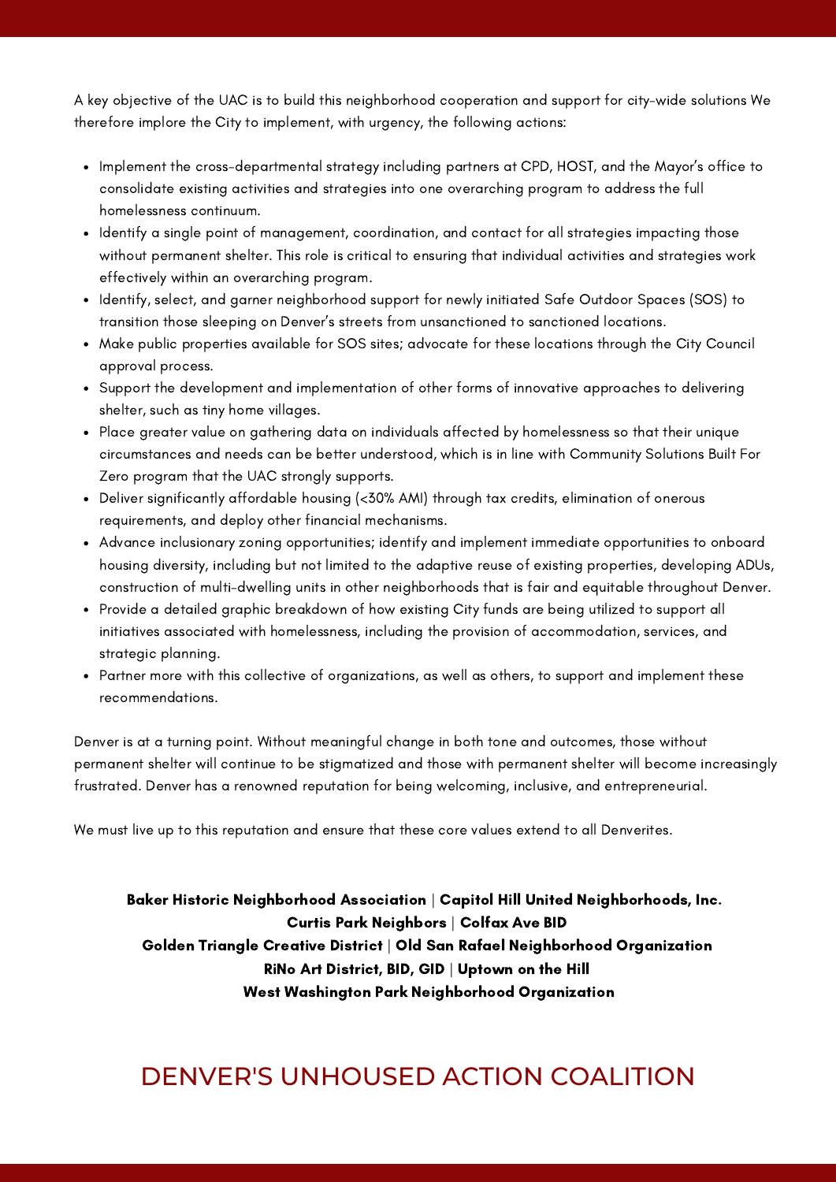A key objective of the UAC is to build this neighborhood cooperation and support for city-wide solutions We therefore implore the City to implement, with urgency, the following actions:

- Implement the cross-departmental strategy including partners at CPD, HOST, and the Mayor's office to consolidate existing activities and strategies into one overarching program to address the full homelessness continuum.
- Identify a single point of management, coordination, and contact for all strategies impacting those without permanent shelter. This role is critical to ensuring that individual activities and strategies work effectively within an overarching program.
- Identify, select, and garner neighborhood support for newly initiated Safe Outdoor Spaces (SOS) to transition those sleeping on Denver's streets from unsanctioned to sanctioned locations.
- Make public properties available for SOS sites; advocate for these locations through the City Council approval process.
- Support the development and implementation of other forms of innovative approaches to delivering shelter, such as tiny home villages.
- Place greater value on gathering data on individuals affected by homelessness so that their unique circumstances and needs can be better understood, which is in line with Community Solutions Built For Zero program that the UAC strongly supports.
- Deliver significantly affordable housing (<30% AMI) through tax credits, elimination of onerous requirements, and deploy other financial mechanisms.
- Advance inclusionary zoning opportunities; identify and implement immediate opportunities to onboard housing diversity, including but not limited to the adaptive reuse of existing properties, developing ADUs, construction of multi-dwelling units in other neighborhoods that is fair and equitable throughout Denver.
- Provide a detailed graphic breakdown of how existing City funds are being utilized to support all initiatives associated with homelessness, including the provision of accommodation, services, and strategic planning.
- Partner more with this collective of organizations, as well as others, to support and implement these recommendations.

Denver is at a turning point. Without meaningful change in both tone and outcomes, those without permanent shelter will continue to be stigmatized and those with permanent shelter will become increasingly frustrated. Denver has a renowned reputation for being welcoming, inclusive, and entrepreneurial.

We must live up to this reputation and ensure that these core values extend to all Denverites.

**Baker Historic Neighborhood Association** | **Capitol Hill United Neighborhoods, Inc.**
**Curtis Park Neighbors** | **Colfax Ave BID**
**Golden Triangle Creative District** | **Old San Rafael Neighborhood Organization**
**RiNo Art District, BID, GID** | **Uptown on the Hill**
**West Washington Park Neighborhood Organization**

# DENVER'S UNHOUSED ACTION COALITION